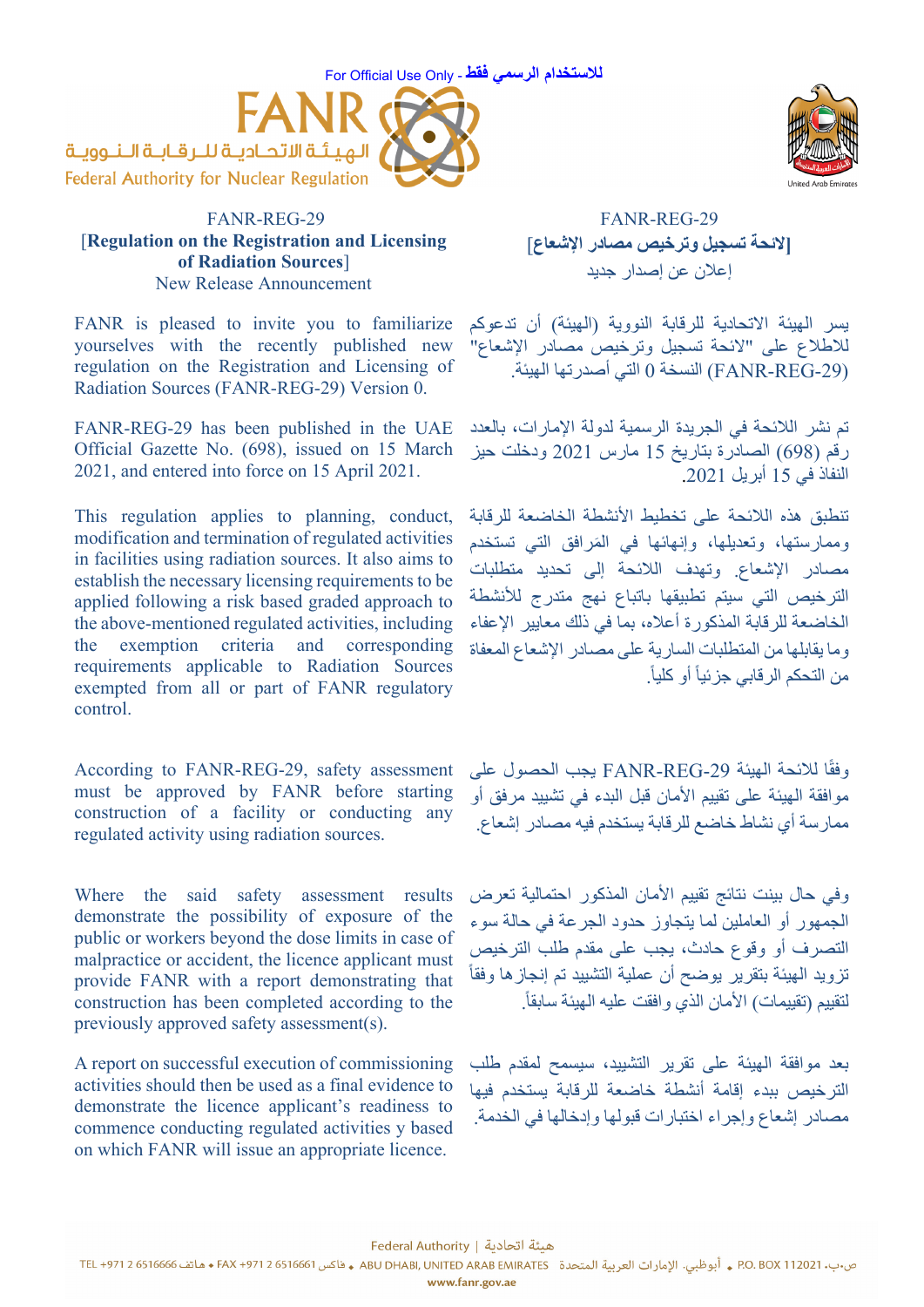For Official Use Only - للاستخدام الرسمي فقط

FANR
الهيئة الاتحادية للرقابة النووية
Federal Authority for Nuclear Regulation

United Arab Emirates

FANR-REG-29

**[Regulation on the Registration and Licensing of Radiation Sources]**

New Release Announcement

FANR is pleased to invite you to familiarize yourselves with the recently published new regulation on the Registration and Licensing of Radiation Sources (FANR-REG-29) Version 0.

FANR-REG-29 has been published in the UAE Official Gazette No. (698), issued on 15 March 2021, and entered into force on 15 April 2021.

This regulation applies to planning, conduct, modification and termination of regulated activities in facilities using radiation sources. It also aims to establish the necessary licensing requirements to be applied following a risk based graded approach to the above-mentioned regulated activities, including the exemption criteria and corresponding requirements applicable to Radiation Sources exempted from all or part of FANR regulatory control.

According to FANR-REG-29, safety assessment must be approved by FANR before starting construction of a facility or conducting any regulated activity using radiation sources.

Where the said safety assessment results demonstrate the possibility of exposure of the public or workers beyond the dose limits in case of malpractice or accident, the licence applicant must provide FANR with a report demonstrating that the construction has been completed according to the previously approved safety assessment(s).

A report on successful execution of commissioning activities should then be used as a final evidence to demonstrate the licence applicant's readiness to commence conducting regulated activities y based on which FANR will issue an appropriate licence.

FANR-REG-29

**[لائحة تسجيل وترخيص مصادر الإشعاع]**

إعلان عن إصدار جديد

يسر الهيئة الاتحادية للرقابة النووية (الهيئة) أن تدعوكم للاطلاع على "لائحة تسجيل وترخيص مصادر الإشعاع" (FANR-REG-29) النسخة 0 التي أصدرتها الهيئة.

تم نشر اللائحة في الجريدة الرسمية لدولة الإمارات، بالعدد رقم (698) الصادرة بتاريخ 15 مارس 2021 ودخلت حيز النفاذ في 15 أبريل 2021.

تنطبق هذه اللائحة على تخطيط الأنشطة الخاضعة للرقابة وممارستها، وتعديلها، وإنهائها في المرافق التي تستخدم مصادر الإشعاع. وتهدف اللائحة إلى تحديد متطلبات الترخيص التي سيتم تطبيقها باتباع نهج متدرج للأنشطة الخاضعة للرقابة المذكورة أعلاه، بما في ذلك معايير الإعفاء وما يقابلها من المتطلبات السارية على مصادر الإشعاع المعفاة من التحكم الرقابي جزئياً أو كلياً.

وفقًا للائحة الهيئة FANR-REG-29 يجب الحصول على موافقة الهيئة على تقييم الأمان قبل البدء في تشييد مرفق أو ممارسة أي نشاط خاضع للرقابة يستخدم فيه مصادر إشعاع.

وفي حال بينت نتائج تقييم الأمان المذكور احتمالية تعرض الجمهور أو العاملين لما يتجاوز حدود الجرعة في حالة سوء التصرف أو وقوع حادث، يجب على مقدم طلب الترخيص تزويد الهيئة بتقرير يوضح أن عملية التشييد تم إنجازها وفقاً لتقييم (تقييمات) الأمان الذي وافقت عليه الهيئة سابقاً.

بعد موافقة الهيئة على تقرير التشييد، سيسمح لمقدم طلب الترخيص ببدء إقامة أنشطة خاضعة للرقابة يستخدم فيها مصادر إشعاع وإجراء اختبارات قبولها وإدخالها في الخدمة.

Federal Authority | هيئة اتحادية

TEL +971 2 6516666 هاتف • FAX +971 2 6516661 فاكس • ABU DHABI, UNITED ARAB EMIRATES أبوظبي، الإمارات العربية المتحدة • P.O. BOX 112021 ص.ب.

www.fanr.gov.ae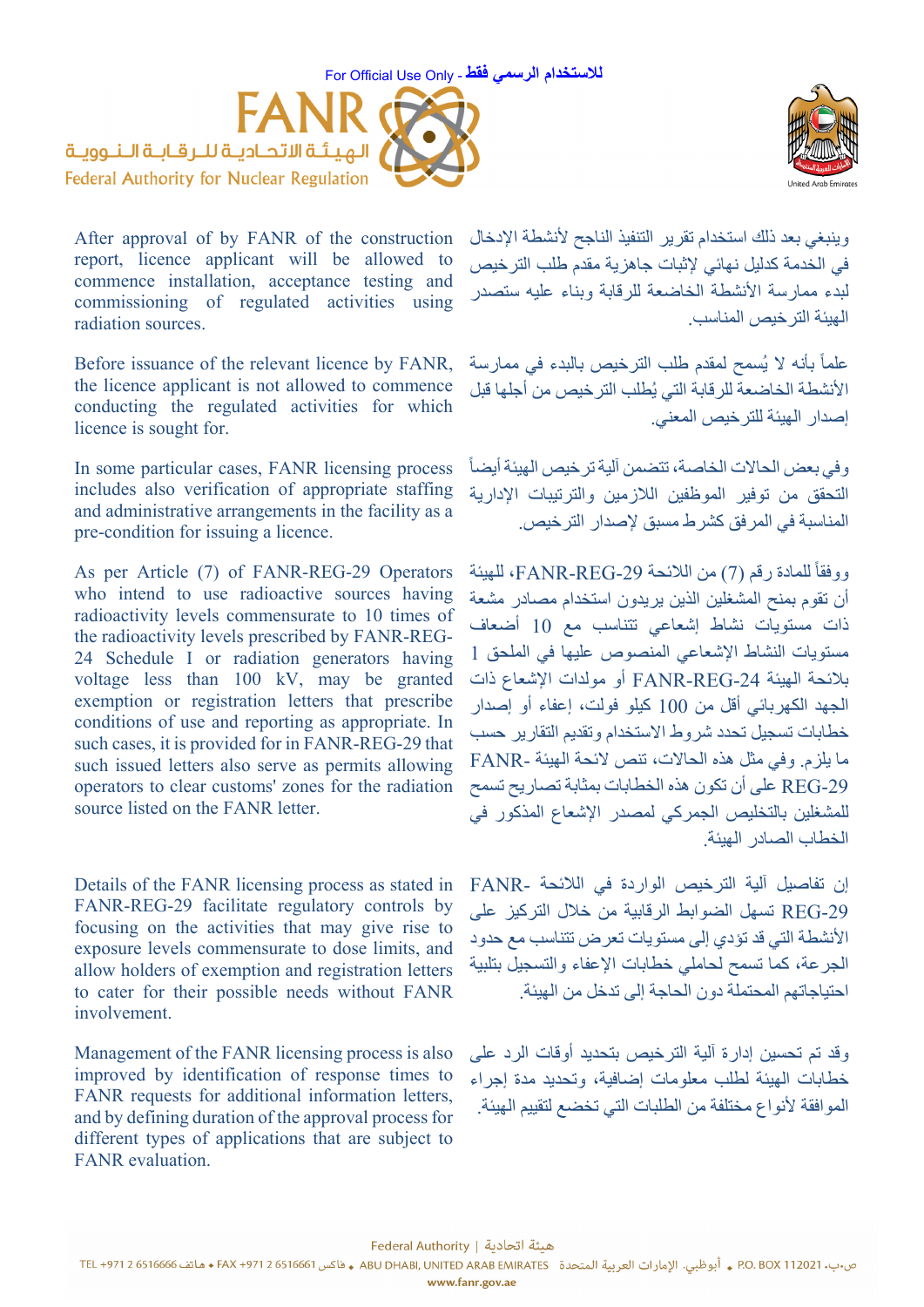After approval of by FANR of the construction report, licence applicant will be allowed to commence installation, acceptance testing and commissioning of regulated activities using radiation sources.

وينبغي بعد ذلك استخدام تقرير التنفيذ الناجح لأنشطة الإدخال في الخدمة كدليل نهائي لإثبات جاهزية مقدم طلب الترخيص لبدء ممارسة الأنشطة الخاضعة للرقابة وبناء عليه ستصدر الهيئة الترخيص المناسب.

Before issuance of the relevant licence by FANR, the licence applicant is not allowed to commence conducting the regulated activities for which licence is sought for.

علماً بأنه لا يُسمح لمقدم طلب الترخيص بالبدء في ممارسة الأنشطة الخاضعة للرقابة التي يُطلب الترخيص من أجلها قبل إصدار الهيئة للترخيص المعني.

In some particular cases, FANR licensing process includes also verification of appropriate staffing and administrative arrangements in the facility as a pre-condition for issuing a licence.

وفي بعض الحالات الخاصة، تتضمن آلية ترخيص الهيئة أيضاً التحقق من توفير الموظفين اللازمين والترتيبات الإدارية المناسبة في المرفق كشرط مسبق لإصدار الترخيص.

As per Article (7) of FANR-REG-29 Operators who intend to use radioactive sources having radioactivity levels commensurate to 10 times of the radioactivity levels prescribed by FANR-REG-24 Schedule I or radiation generators having voltage less than 100 kV, may be granted exemption or registration letters that prescribe conditions of use and reporting as appropriate. In such cases, it is provided for in FANR-REG-29 that such issued letters also serve as permits allowing operators to clear customs' zones for the radiation source listed on the FANR letter.

ووفقاً للمادة رقم (7) من اللائحة FANR-REG-29، للهيئة أن تقوم بمنح المشغلين الذين يريدون استخدام مصادر مشعة ذات مستويات نشاط إشعاعي تتناسب مع 10 أضعاف مستويات النشاط الإشعاعي المنصوص عليها في الملحق 1 بلائحة الهيئة FANR-REG-24 أو مولدات الإشعاع ذات الجهد الكهربائي أقل من 100 كيلو فولت، إعفاء أو إصدار خطابات تسجيل تحدد شروط الاستخدام وتقديم التقارير حسب ما يلزم. وفي مثل هذه الحالات، تنص لائحة الهيئة FANR-REG-29 على أن تكون هذه الخطابات بمثابة تصاريح تسمح للمشغلين بالتخليص الجمركي لمصدر الإشعاع المذكور في الخطاب الصادر الهيئة.

Details of the FANR licensing process as stated in FANR-REG-29 facilitate regulatory controls by focusing on the activities that may give rise to exposure levels commensurate to dose limits, and allow holders of exemption and registration letters to cater for their possible needs without FANR involvement.

إن تفاصيل آلية الترخيص الواردة في اللائحة FANR-REG-29 تسهل الضوابط الرقابية من خلال التركيز على الأنشطة التي قد تؤدي إلى مستويات تعرض تتناسب مع حدود الجرعة، كما تسمح لحاملي خطابات الإعفاء والتسجيل بتلبية احتياجاتهم المحتملة دون الحاجة إلى تدخل من الهيئة.

Management of the FANR licensing process is also improved by identification of response times to FANR requests for additional information letters, and by defining duration of the approval process for different types of applications that are subject to FANR evaluation.

وقد تم تحسين إدارة آلية الترخيص بتحديد أوقات الرد على خطابات الهيئة لطلب معلومات إضافية، وتحديد مدة إجراء الموافقة لأنواع مختلفة من الطلبات التي تخضع لتقييم الهيئة.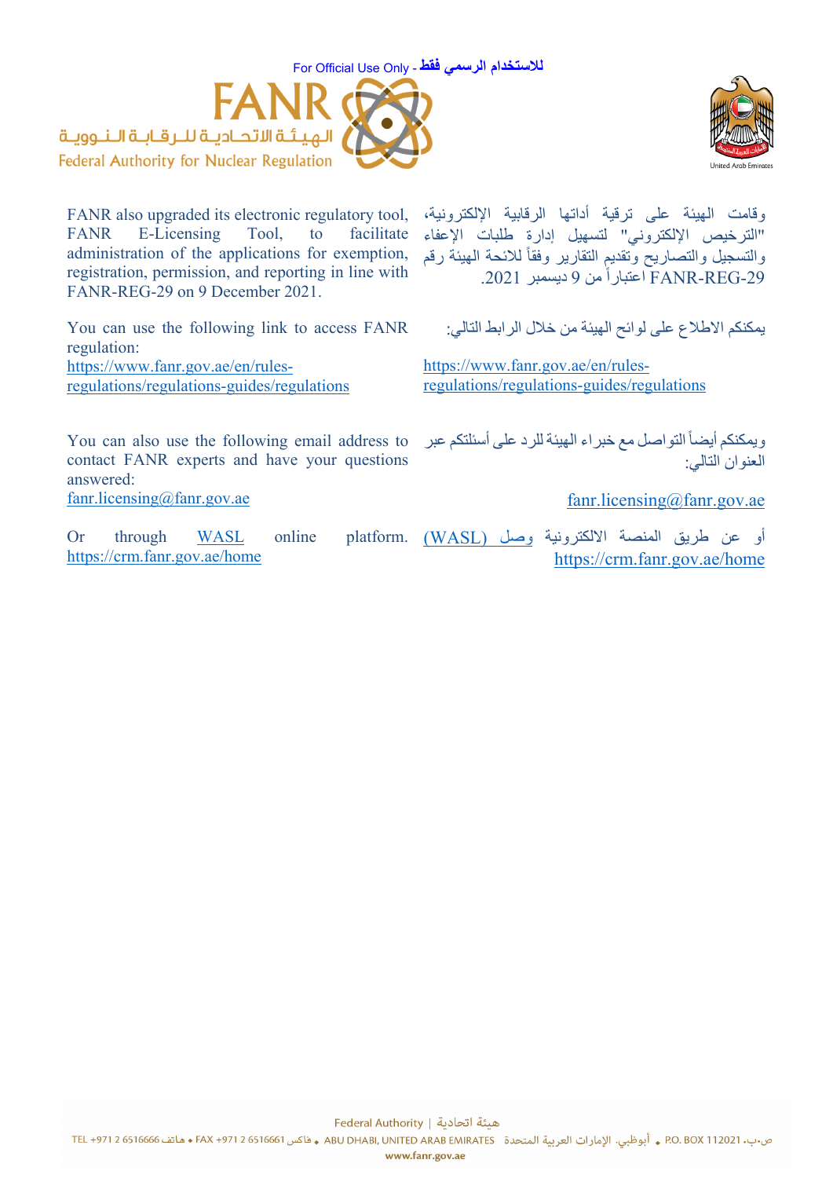For Official Use Only - للاستخدام الرسمي فقط

FANR also upgraded its electronic regulatory tool, FANR E-Licensing Tool, to facilitate administration of the applications for exemption, registration, permission, and reporting in line with FANR-REG-29 on 9 December 2021.

وقامت الهيئة على ترقية أداتها الرقابية الإلكترونية، "الترخيص الإلكتروني" لتسهيل إدارة طلبات الإعفاء والتسجيل والتصاريح وتقديم التقارير وفقاً للائحة الهيئة رقم FANR-REG-29 اعتباراً من 9 ديسمبر 2021.

You can use the following link to access FANR regulation:
https://www.fanr.gov.ae/en/rules-regulations/regulations-guides/regulations

يمكنكم الاطلاع على لوائح الهيئة من خلال الرابط التالي:
https://www.fanr.gov.ae/en/rules-regulations/regulations-guides/regulations

You can also use the following email address to contact FANR experts and have your questions answered:
fanr.licensing@fanr.gov.ae

ويمكنكم أيضاً التواصل مع خبراء الهيئة للرد على أسئلتكم عبر العنوان التالي:
fanr.licensing@fanr.gov.ae

Or through WASL online platform. https://crm.fanr.gov.ae/home

أو عن طريق المنصة الالكترونية وصل (WASL)
https://crm.fanr.gov.ae/home